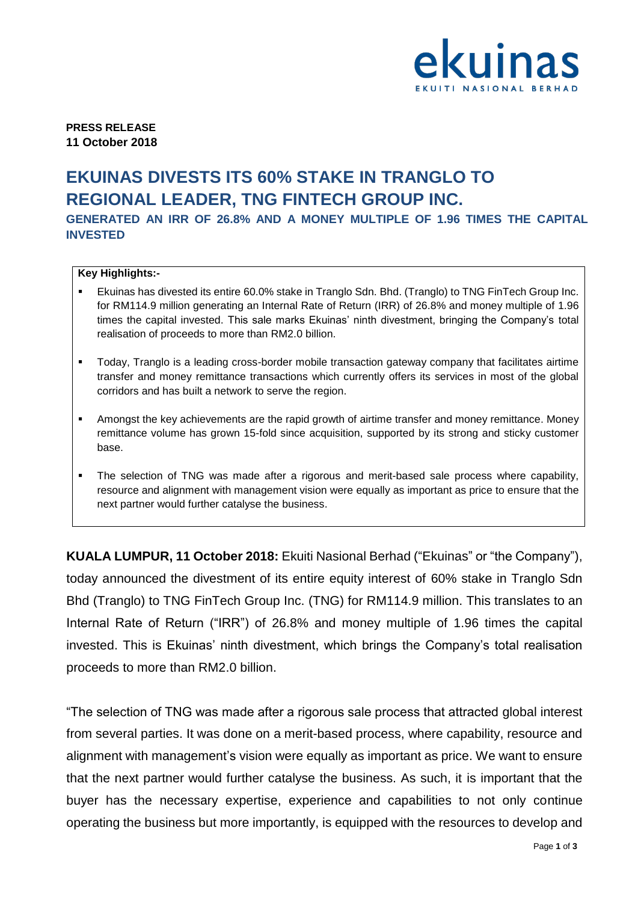**PRESS RELEASE**
**11 October 2018**

# EKUINAS DIVESTS ITS 60% STAKE IN TRANGLO TO REGIONAL LEADER, TNG FINTECH GROUP INC.

## GENERATED AN IRR OF 26.8% AND A MONEY MULTIPLE OF 1.96 TIMES THE CAPITAL INVESTED

**Key Highlights:-**

- Ekuinas has divested its entire 60.0% stake in Tranglo Sdn. Bhd. (Tranglo) to TNG FinTech Group Inc. for RM114.9 million generating an Internal Rate of Return (IRR) of 26.8% and money multiple of 1.96 times the capital invested. This sale marks Ekuinas' ninth divestment, bringing the Company's total realisation of proceeds to more than RM2.0 billion.
- Today, Tranglo is a leading cross-border mobile transaction gateway company that facilitates airtime transfer and money remittance transactions which currently offers its services in most of the global corridors and has built a network to serve the region.
- Amongst the key achievements are the rapid growth of airtime transfer and money remittance. Money remittance volume has grown 15-fold since acquisition, supported by its strong and sticky customer base.
- The selection of TNG was made after a rigorous and merit-based sale process where capability, resource and alignment with management vision were equally as important as price to ensure that the next partner would further catalyse the business.

**KUALA LUMPUR, 11 October 2018:** Ekuiti Nasional Berhad ("Ekuinas" or "the Company"), today announced the divestment of its entire equity interest of 60% stake in Tranglo Sdn Bhd (Tranglo) to TNG FinTech Group Inc. (TNG) for RM114.9 million. This translates to an Internal Rate of Return ("IRR") of 26.8% and money multiple of 1.96 times the capital invested. This is Ekuinas' ninth divestment, which brings the Company's total realisation proceeds to more than RM2.0 billion.

"The selection of TNG was made after a rigorous sale process that attracted global interest from several parties. It was done on a merit-based process, where capability, resource and alignment with management's vision were equally as important as price. We want to ensure that the next partner would further catalyse the business. As such, it is important that the buyer has the necessary expertise, experience and capabilities to not only continue operating the business but more importantly, is equipped with the resources to develop and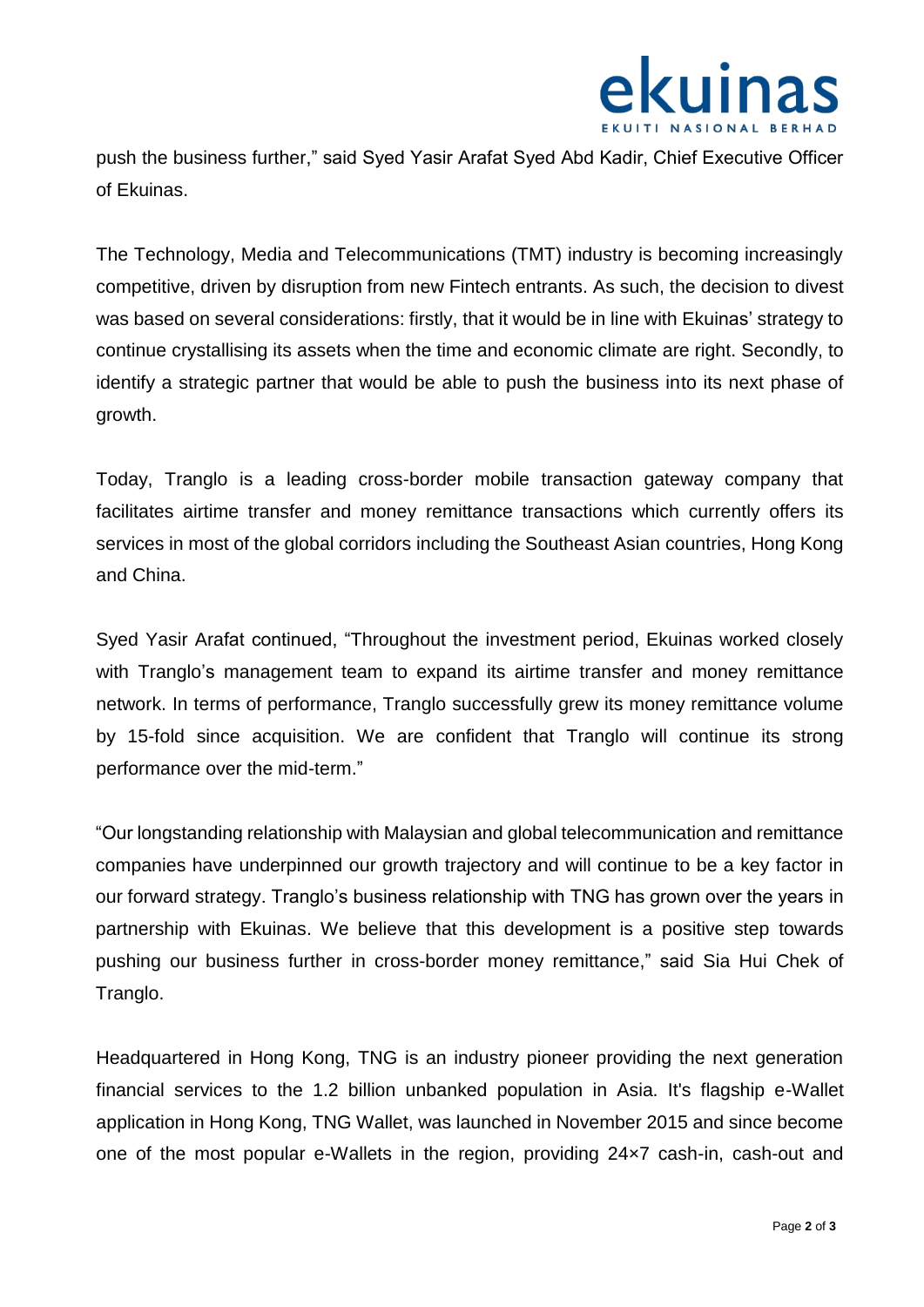push the business further," said Syed Yasir Arafat Syed Abd Kadir, Chief Executive Officer of Ekuinas.

The Technology, Media and Telecommunications (TMT) industry is becoming increasingly competitive, driven by disruption from new Fintech entrants. As such, the decision to divest was based on several considerations: firstly, that it would be in line with Ekuinas' strategy to continue crystallising its assets when the time and economic climate are right. Secondly, to identify a strategic partner that would be able to push the business into its next phase of growth.

Today, Tranglo is a leading cross-border mobile transaction gateway company that facilitates airtime transfer and money remittance transactions which currently offers its services in most of the global corridors including the Southeast Asian countries, Hong Kong and China.

Syed Yasir Arafat continued, "Throughout the investment period, Ekuinas worked closely with Tranglo's management team to expand its airtime transfer and money remittance network. In terms of performance, Tranglo successfully grew its money remittance volume by 15-fold since acquisition. We are confident that Tranglo will continue its strong performance over the mid-term."

"Our longstanding relationship with Malaysian and global telecommunication and remittance companies have underpinned our growth trajectory and will continue to be a key factor in our forward strategy. Tranglo's business relationship with TNG has grown over the years in partnership with Ekuinas. We believe that this development is a positive step towards pushing our business further in cross-border money remittance," said Sia Hui Chek of Tranglo.

Headquartered in Hong Kong, TNG is an industry pioneer providing the next generation financial services to the 1.2 billion unbanked population in Asia. It's flagship e-Wallet application in Hong Kong, TNG Wallet, was launched in November 2015 and since become one of the most popular e-Wallets in the region, providing 24×7 cash-in, cash-out and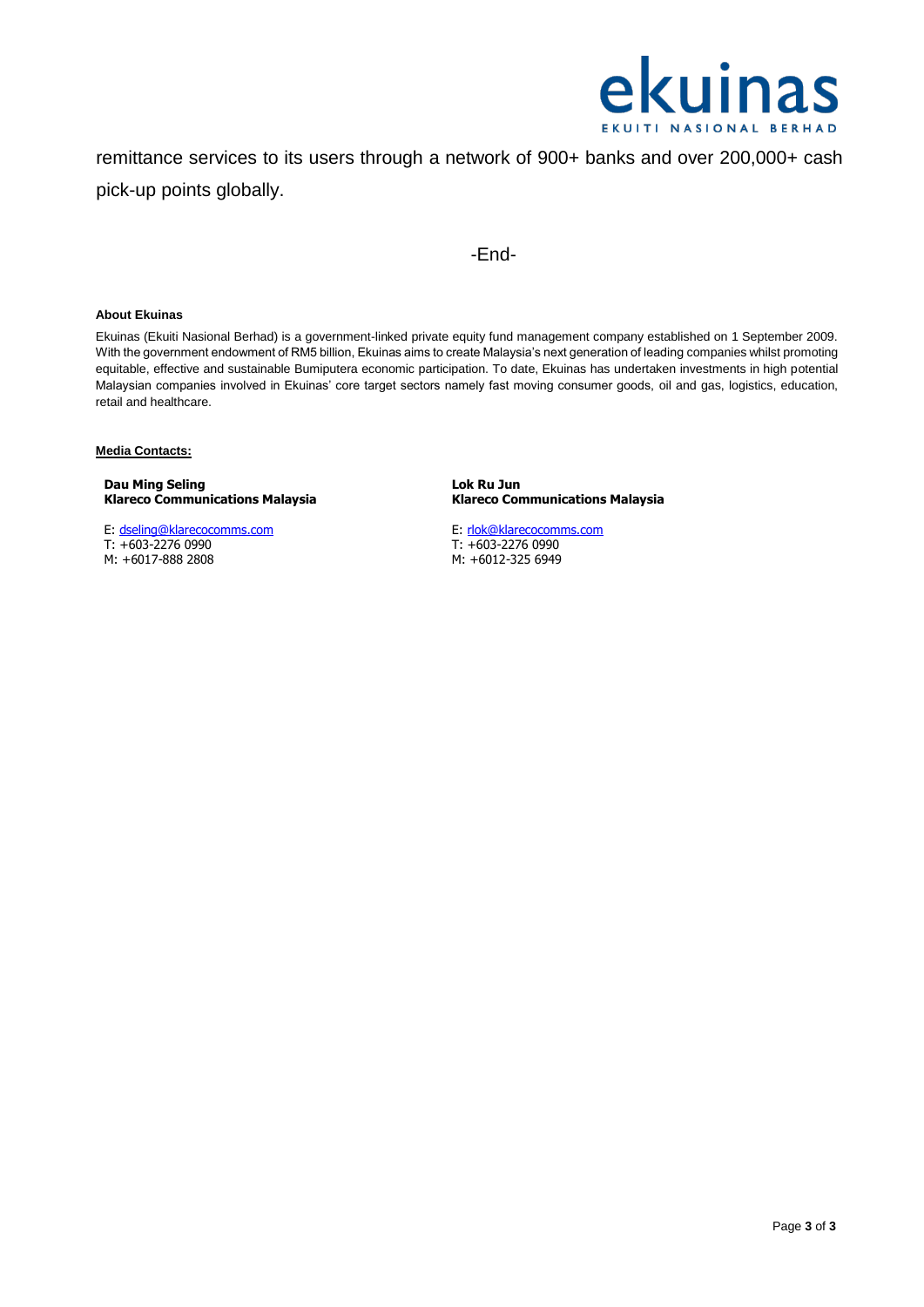remittance services to its users through a network of 900+ banks and over 200,000+ cash pick-up points globally.

-End-

**About Ekuinas**

Ekuinas (Ekuiti Nasional Berhad) is a government-linked private equity fund management company established on 1 September 2009. With the government endowment of RM5 billion, Ekuinas aims to create Malaysia's next generation of leading companies whilst promoting equitable, effective and sustainable Bumiputera economic participation. To date, Ekuinas has undertaken investments in high potential Malaysian companies involved in Ekuinas' core target sectors namely fast moving consumer goods, oil and gas, logistics, education, retail and healthcare.

**Media Contacts:**

**Dau Ming Seling**
**Klareco Communications Malaysia**

E: dseling@klarecocomms.com
T: +603-2276 0990
M: +6017-888 2808

**Lok Ru Jun**
**Klareco Communications Malaysia**

E: rlok@klarecocomms.com
T: +603-2276 0990
M: +6012-325 6949